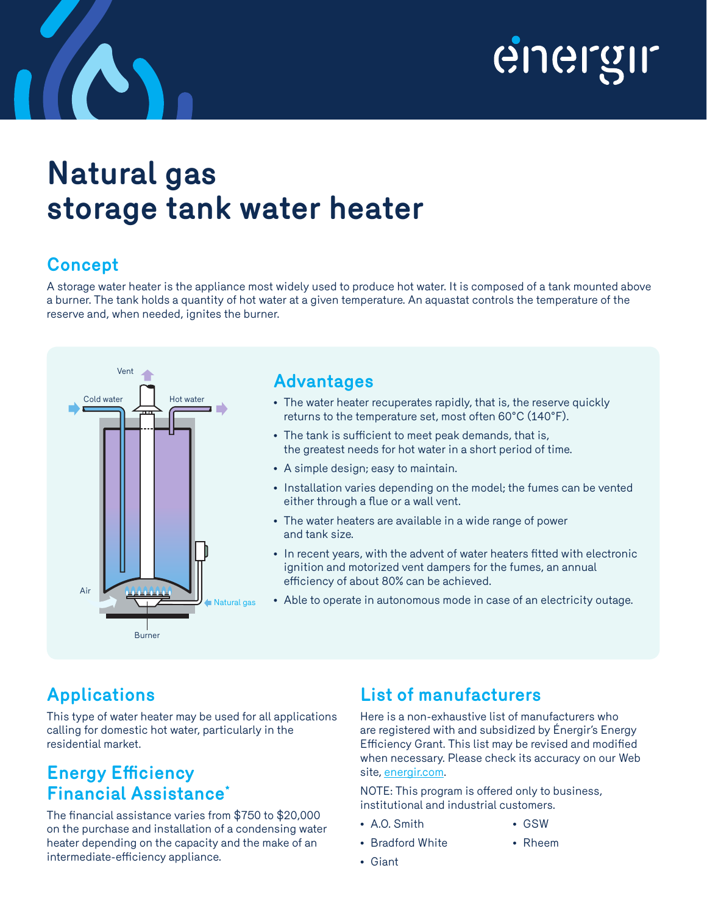# Natural gas storage tank water heater

## Concept

A storage water heater is the appliance most widely used to produce hot water. It is composed of a tank mounted above a burner. The tank holds a quantity of hot water at a given temperature. An aquastat controls the temperature of the reserve and, when needed, ignites the burner.

Vent

Cold water

Hot water

Air

Natural gas

Burner

## Advantages

- The water heater recuperates rapidly, that is, the reserve quickly returns to the temperature set, most often 60°C (140°F).
- The tank is sufficient to meet peak demands, that is, the greatest needs for hot water in a short period of time.
- A simple design; easy to maintain.
- Installation varies depending on the model; the fumes can be vented either through a flue or a wall vent.
- The water heaters are available in a wide range of power and tank size.
- In recent years, with the advent of water heaters fitted with electronic ignition and motorized vent dampers for the fumes, an annual efficiency of about 80% can be achieved.
- Able to operate in autonomous mode in case of an electricity outage.

## Applications

This type of water heater may be used for all applications calling for domestic hot water, particularly in the residential market.

## Energy Efficiency Financial Assistance*

The financial assistance varies from $750 to $20,000 on the purchase and installation of a condensing water heater depending on the capacity and the make of an intermediate-efficiency appliance.

## List of manufacturers

Here is a non-exhaustive list of manufacturers who are registered with and subsidized by Énergir's Energy Efficiency Grant. This list may be revised and modified when necessary. Please check its accuracy on our Web site, energir.com.

NOTE: This program is offered only to business, institutional and industrial customers.

- A.O. Smith
- Bradford White
- Giant
- GSW
- Rheem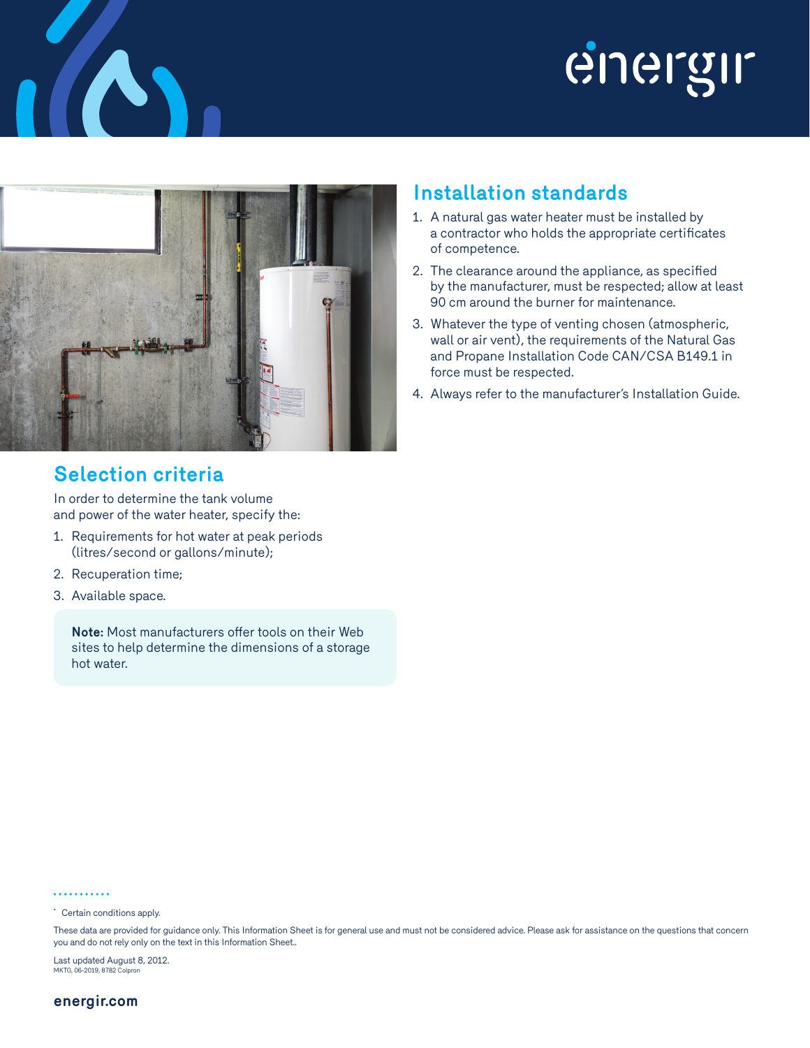## Installation standards

1. A natural gas water heater must be installed by a contractor who holds the appropriate certificates of competence.
2. The clearance around the appliance, as specified by the manufacturer, must be respected; allow at least 90 cm around the burner for maintenance.
3. Whatever the type of venting chosen (atmospheric, wall or air vent), the requirements of the Natural Gas and Propane Installation Code CAN/CSA B149.1 in force must be respected.
4. Always refer to the manufacturer's Installation Guide.

## Selection criteria

In order to determine the tank volume and power of the water heater, specify the:

1. Requirements for hot water at peak periods (litres/second or gallons/minute);
2. Recuperation time;
3. Available space.

**Note:** Most manufacturers offer tools on their Web sites to help determine the dimensions of a storage hot water.

* Certain conditions apply.

These data are provided for guidance only. This Information Sheet is for general use and must not be considered advice. Please ask for assistance on the questions that concern you and do not rely only on the text in this Information Sheet..

Last updated August 8, 2012.
MKTG, 06-2019, 8782 Colpron

**energir.com**